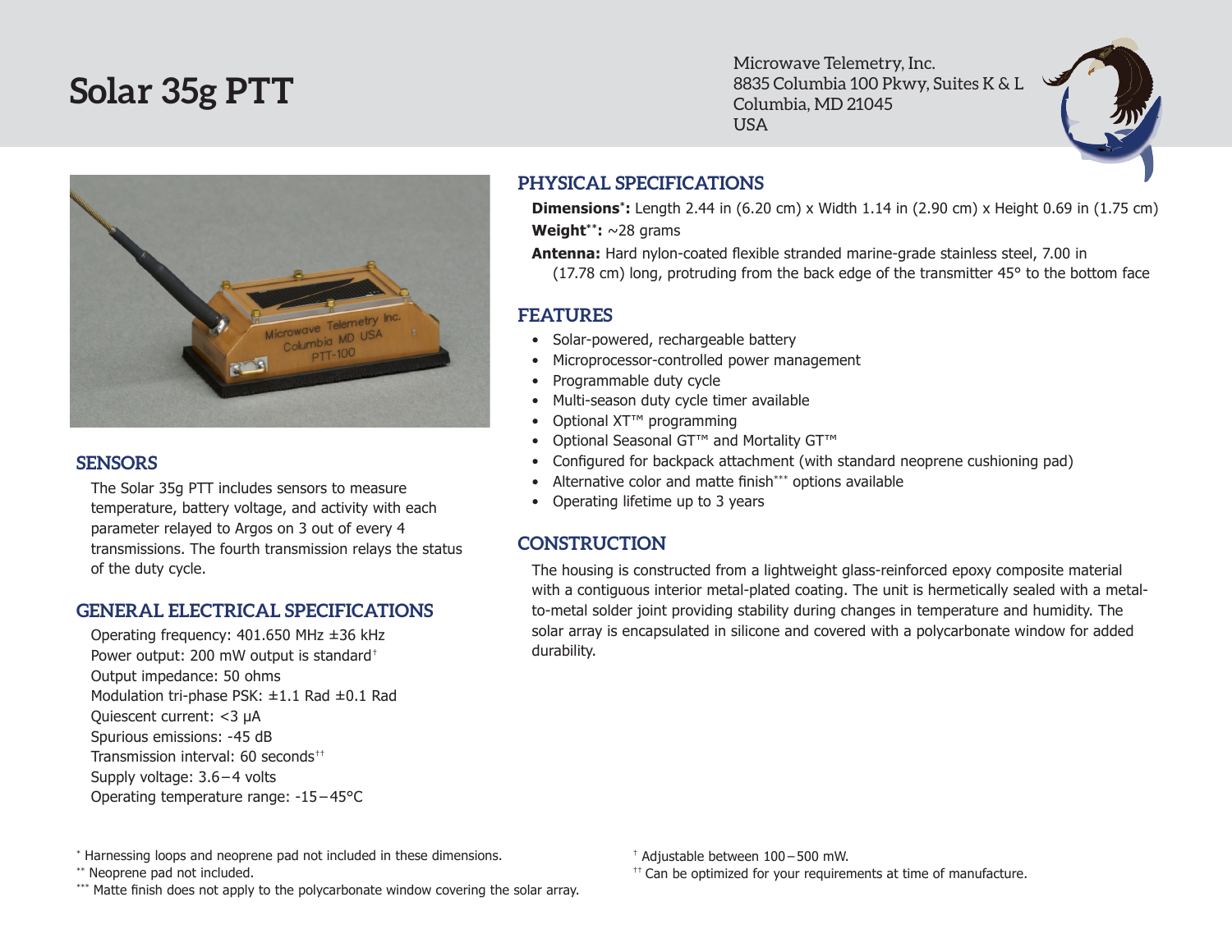# Solar 35g PTT

Microwave Telemetry, Inc.
8835 Columbia 100 Pkwy, Suites K & L
Columbia, MD 21045
USA

## SENSORS

The Solar 35g PTT includes sensors to measure temperature, battery voltage, and activity with each parameter relayed to Argos on 3 out of every 4 transmissions. The fourth transmission relays the status of the duty cycle.

## GENERAL ELECTRICAL SPECIFICATIONS

Operating frequency: 401.650 MHz ±36 kHz
Power output: 200 mW output is standard†
Output impedance: 50 ohms
Modulation tri-phase PSK: ±1.1 Rad ±0.1 Rad
Quiescent current: <3 μA
Spurious emissions: -45 dB
Transmission interval: 60 seconds††
Supply voltage: 3.6 – 4 volts
Operating temperature range: -15 – 45°C

## PHYSICAL SPECIFICATIONS

**Dimensions*:** Length 2.44 in (6.20 cm) x Width 1.14 in (2.90 cm) x Height 0.69 in (1.75 cm)

**Weight**:** ~28 grams

**Antenna:** Hard nylon-coated flexible stranded marine-grade stainless steel, 7.00 in (17.78 cm) long, protruding from the back edge of the transmitter 45° to the bottom face

## FEATURES

- Solar-powered, rechargeable battery
- Microprocessor-controlled power management
- Programmable duty cycle
- Multi-season duty cycle timer available
- Optional XT™ programming
- Optional Seasonal GT™ and Mortality GT™
- Configured for backpack attachment (with standard neoprene cushioning pad)
- Alternative color and matte finish*** options available
- Operating lifetime up to 3 years

## CONSTRUCTION

The housing is constructed from a lightweight glass-reinforced epoxy composite material with a contiguous interior metal-plated coating. The unit is hermetically sealed with a metal-to-metal solder joint providing stability during changes in temperature and humidity. The solar array is encapsulated in silicone and covered with a polycarbonate window for added durability.

* Harnessing loops and neoprene pad not included in these dimensions.
** Neoprene pad not included.
*** Matte finish does not apply to the polycarbonate window covering the solar array.

† Adjustable between 100 – 500 mW.
†† Can be optimized for your requirements at time of manufacture.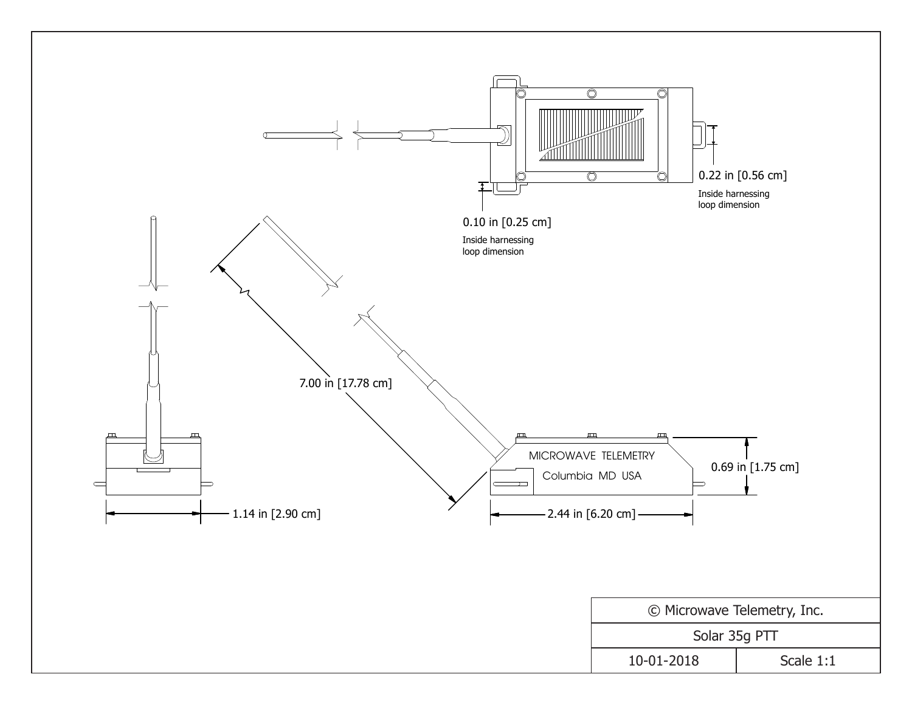0.22 in [0.56 cm]

Inside harnessing loop dimension

0.10 in [0.25 cm]

Inside harnessing loop dimension

7.00 in [17.78 cm]

MICROWAVE TELEMETRY

Columbia MD USA

0.69 in [1.75 cm]

1.14 in [2.90 cm]

2.44 in [6.20 cm]

| | |
|---|---|
| © Microwave Telemetry, Inc. | |
| Solar 35g PTT | |
| 10-01-2018 | Scale 1:1 |